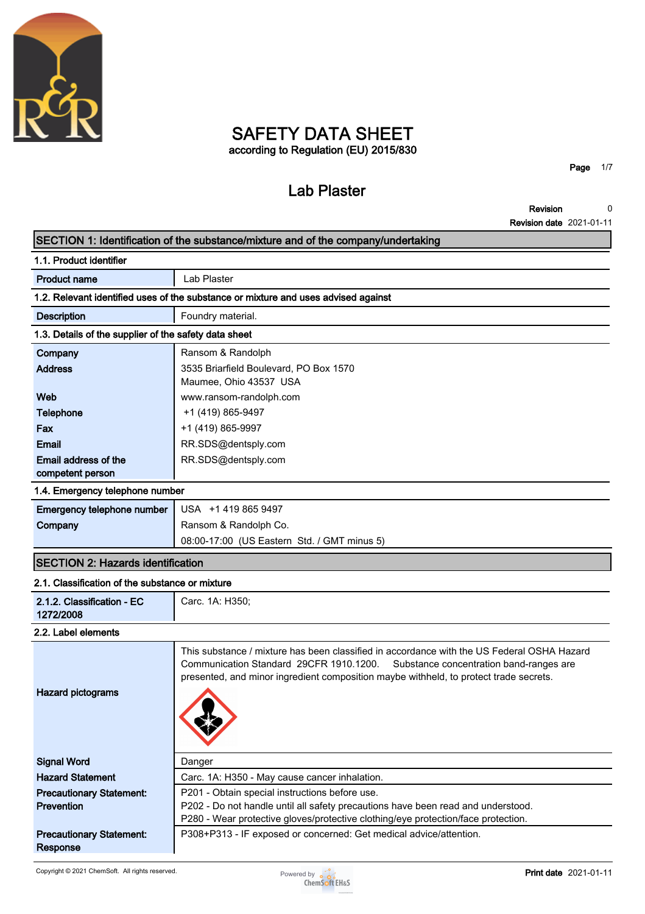# SAFETY DATA SHEET

according to Regulation (EU) 2015/830

## Lab Plaster

**Revision** 0
**Revision date** 2021-01-11

## SECTION 1: Identification of the substance/mixture and of the company/undertaking

### 1.1. Product identifier

| | |
|---|---|
| **Product name** | Lab Plaster |

### 1.2. Relevant identified uses of the substance or mixture and uses advised against

| | |
|---|---|
| **Description** | Foundry material. |

### 1.3. Details of the supplier of the safety data sheet

| | |
|---|---|
| **Company** | Ransom & Randolph |
| **Address** | 3535 Briarfield Boulevard, PO Box 1570<br>Maumee, Ohio 43537 USA |
| **Web** | www.ransom-randolph.com |
| **Telephone** | +1 (419) 865-9497 |
| **Fax** | +1 (419) 865-9997 |
| **Email** | RR.SDS@dentsply.com |
| **Email address of the competent person** | RR.SDS@dentsply.com |

### 1.4. Emergency telephone number

| | |
|---|---|
| **Emergency telephone number** | USA +1 419 865 9497 |
| **Company** | Ransom & Randolph Co.<br>08:00-17:00 (US Eastern Std. / GMT minus 5) |

## SECTION 2: Hazards identification

### 2.1. Classification of the substance or mixture

| | |
|---|---|
| **2.1.2. Classification - EC 1272/2008** | Carc. 1A: H350; |

### 2.2. Label elements

| | |
|---|---|
| **Hazard pictograms** | This substance / mixture has been classified in accordance with the US Federal OSHA Hazard Communication Standard 29CFR 1910.1200. Substance concentration band-ranges are presented, and minor ingredient composition maybe withheld, to protect trade secrets. |
| **Signal Word** | Danger |
| **Hazard Statement** | Carc. 1A: H350 - May cause cancer inhalation. |
| **Precautionary Statement: Prevention** | P201 - Obtain special instructions before use.<br>P202 - Do not handle until all safety precautions have been read and understood.<br>P280 - Wear protective gloves/protective clothing/eye protection/face protection. |
| **Precautionary Statement: Response** | P308+P313 - IF exposed or concerned: Get medical advice/attention. |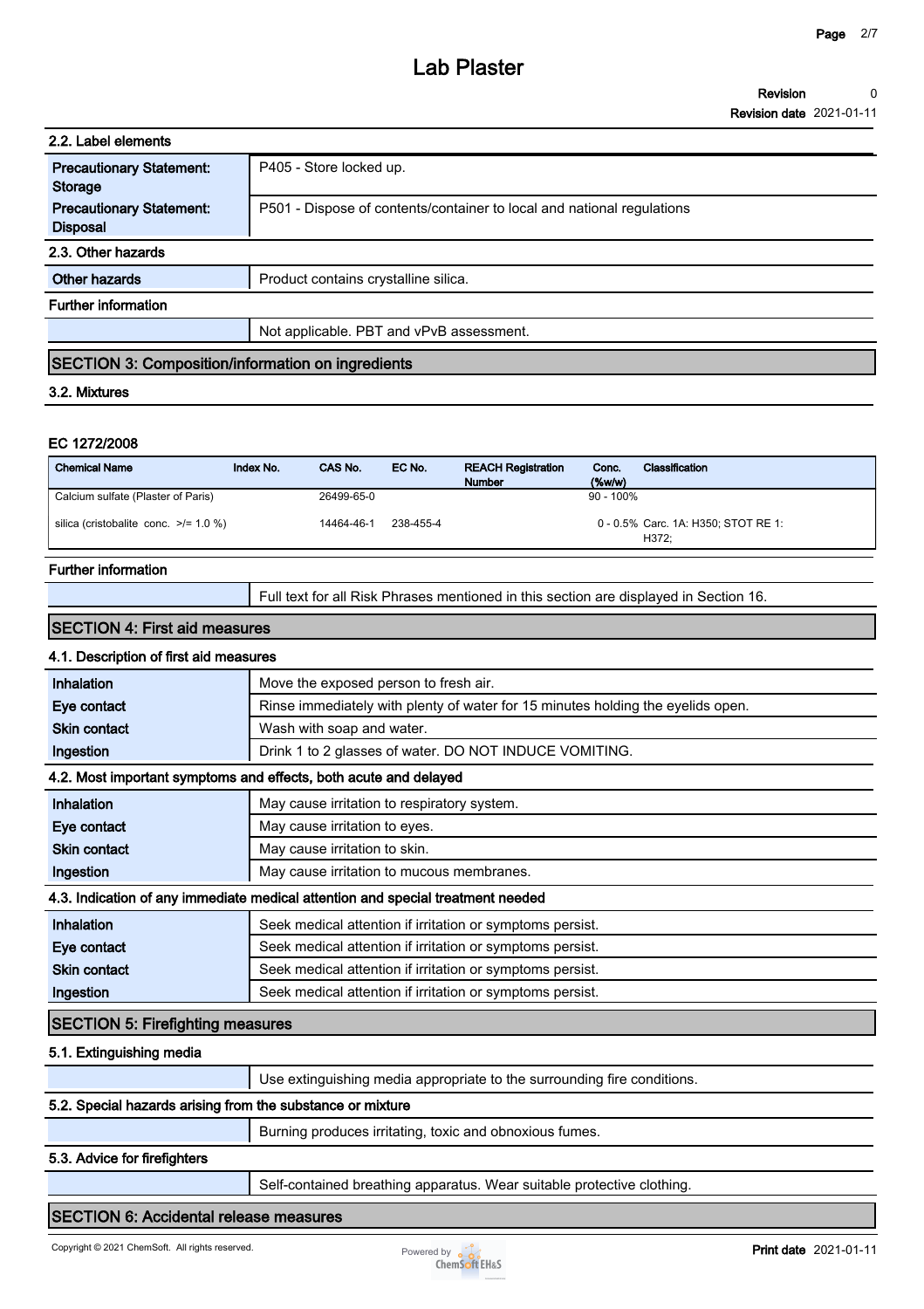### 2.2. Label elements

| | |
|---|---|
| **Precautionary Statement: Storage** | P405 - Store locked up. |
| **Precautionary Statement: Disposal** | P501 - Dispose of contents/container to local and national regulations |

### 2.3. Other hazards

| | |
|---|---|
| **Other hazards** | Product contains crystalline silica. |

**Further information**

| | |
|---|---|
| | Not applicable. PBT and vPvB assessment. |

## SECTION 3: Composition/information on ingredients

### 3.2. Mixtures

**EC 1272/2008**

| Chemical Name | Index No. | CAS No. | EC No. | REACH Registration Number | Conc. (%w/w) | Classification |
|---|---|---|---|---|---|---|
| Calcium sulfate (Plaster of Paris) | | 26499-65-0 | | | 90 - 100% | |
| silica (cristobalite conc. >/= 1.0 %) | | 14464-46-1 | 238-455-4 | | 0 - 0.5% | Carc. 1A: H350; STOT RE 1: H372; |

**Further information**

| | |
|---|---|
| | Full text for all Risk Phrases mentioned in this section are displayed in Section 16. |

## SECTION 4: First aid measures

### 4.1. Description of first aid measures

| | |
|---|---|
| **Inhalation** | Move the exposed person to fresh air. |
| **Eye contact** | Rinse immediately with plenty of water for 15 minutes holding the eyelids open. |
| **Skin contact** | Wash with soap and water. |
| **Ingestion** | Drink 1 to 2 glasses of water. DO NOT INDUCE VOMITING. |

### 4.2. Most important symptoms and effects, both acute and delayed

| | |
|---|---|
| **Inhalation** | May cause irritation to respiratory system. |
| **Eye contact** | May cause irritation to eyes. |
| **Skin contact** | May cause irritation to skin. |
| **Ingestion** | May cause irritation to mucous membranes. |

### 4.3. Indication of any immediate medical attention and special treatment needed

| | |
|---|---|
| **Inhalation** | Seek medical attention if irritation or symptoms persist. |
| **Eye contact** | Seek medical attention if irritation or symptoms persist. |
| **Skin contact** | Seek medical attention if irritation or symptoms persist. |
| **Ingestion** | Seek medical attention if irritation or symptoms persist. |

## SECTION 5: Firefighting measures

### 5.1. Extinguishing media

| | |
|---|---|
| | Use extinguishing media appropriate to the surrounding fire conditions. |

### 5.2. Special hazards arising from the substance or mixture

| | |
|---|---|
| | Burning produces irritating, toxic and obnoxious fumes. |

### 5.3. Advice for firefighters

| | |
|---|---|
| | Self-contained breathing apparatus. Wear suitable protective clothing. |

## SECTION 6: Accidental release measures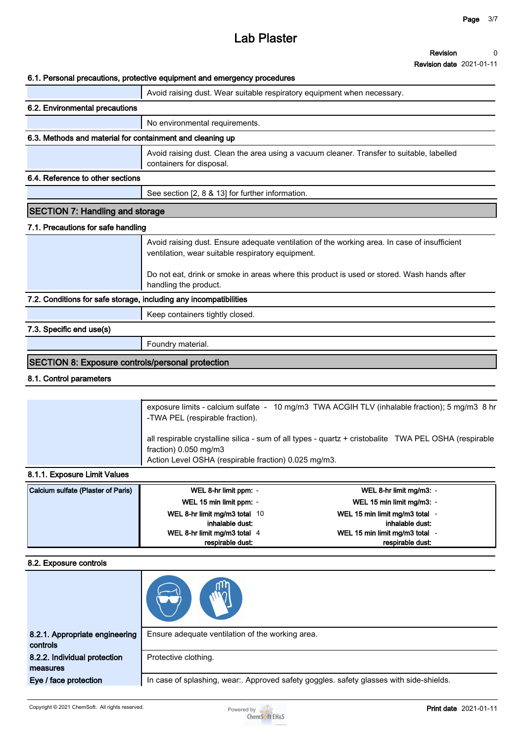# Lab Plaster

**Revision** 0
**Revision date** 2021-01-11

### 6.1. Personal precautions, protective equipment and emergency procedures

Avoid raising dust. Wear suitable respiratory equipment when necessary.

### 6.2. Environmental precautions

No environmental requirements.

### 6.3. Methods and material for containment and cleaning up

Avoid raising dust. Clean the area using a vacuum cleaner. Transfer to suitable, labelled containers for disposal.

### 6.4. Reference to other sections

See section [2, 8 & 13] for further information.

## SECTION 7: Handling and storage

### 7.1. Precautions for safe handling

Avoid raising dust. Ensure adequate ventilation of the working area. In case of insufficient ventilation, wear suitable respiratory equipment.

Do not eat, drink or smoke in areas where this product is used or stored. Wash hands after handling the product.

### 7.2. Conditions for safe storage, including any incompatibilities

Keep containers tightly closed.

### 7.3. Specific end use(s)

Foundry material.

## SECTION 8: Exposure controls/personal protection

### 8.1. Control parameters

exposure limits - calcium sulfate - 10 mg/m3 TWA ACGIH TLV (inhalable fraction); 5 mg/m3 8 hr -TWA PEL (respirable fraction).

all respirable crystalline silica - sum of all types - quartz + cristobalite TWA PEL OSHA (respirable fraction) 0.050 mg/m3
Action Level OSHA (respirable fraction) 0.025 mg/m3.

### 8.1.1. Exposure Limit Values

| Calcium sulfate (Plaster of Paris) | | | | |
|---|---|---|---|---|
| | WEL 8-hr limit ppm: | - | WEL 8-hr limit mg/m3: | - |
| | WEL 15 min limit ppm: | - | WEL 15 min limit mg/m3: | - |
| | WEL 8-hr limit mg/m3 total inhalable dust: | 10 | WEL 15 min limit mg/m3 total inhalable dust: | - |
| | WEL 8-hr limit mg/m3 total respirable dust: | 4 | WEL 15 min limit mg/m3 total respirable dust: | - |

### 8.2. Exposure controls

**8.2.1. Appropriate engineering controls**
Ensure adequate ventilation of the working area.

**8.2.2. Individual protection measures**
Protective clothing.

**Eye / face protection**
In case of splashing, wear:. Approved safety goggles. safety glasses with side-shields.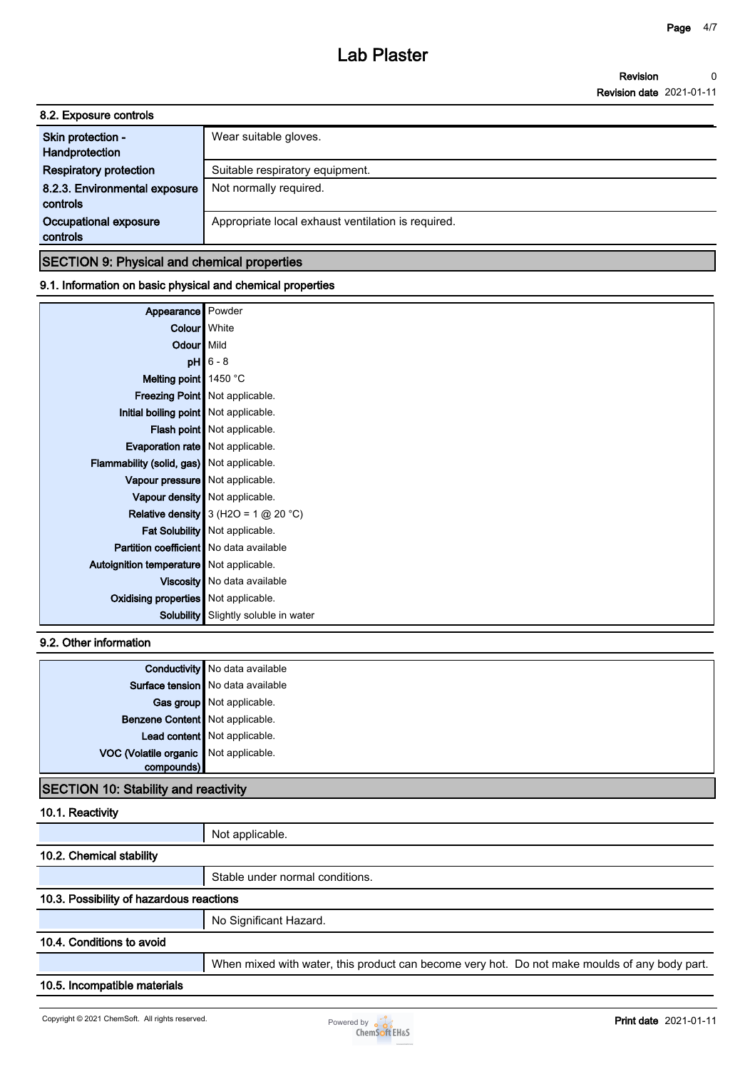### 8.2. Exposure controls

| | |
|---|---|
| Skin protection - Handprotection | Wear suitable gloves. |
| Respiratory protection | Suitable respiratory equipment. |
| 8.2.3. Environmental exposure controls | Not normally required. |
| Occupational exposure controls | Appropriate local exhaust ventilation is required. |

## SECTION 9: Physical and chemical properties

### 9.1. Information on basic physical and chemical properties

| | |
|---|---|
| Appearance | Powder |
| Colour | White |
| Odour | Mild |
| pH | 6 - 8 |
| Melting point | 1450 °C |
| Freezing Point | Not applicable. |
| Initial boiling point | Not applicable. |
| Flash point | Not applicable. |
| Evaporation rate | Not applicable. |
| Flammability (solid, gas) | Not applicable. |
| Vapour pressure | Not applicable. |
| Vapour density | Not applicable. |
| Relative density | 3 ($H_2O$ = 1 @ 20 °C) |
| Fat Solubility | Not applicable. |
| Partition coefficient | No data available |
| Autoignition temperature | Not applicable. |
| Viscosity | No data available |
| Oxidising properties | Not applicable. |
| Solubility | Slightly soluble in water |

### 9.2. Other information

| | |
|---|---|
| Conductivity | No data available |
| Surface tension | No data available |
| Gas group | Not applicable. |
| Benzene Content | Not applicable. |
| Lead content | Not applicable. |
| VOC (Volatile organic compounds) | Not applicable. |

## SECTION 10: Stability and reactivity

### 10.1. Reactivity

Not applicable.

### 10.2. Chemical stability

Stable under normal conditions.

### 10.3. Possibility of hazardous reactions

No Significant Hazard.

### 10.4. Conditions to avoid

When mixed with water, this product can become very hot. Do not make moulds of any body part.

### 10.5. Incompatible materials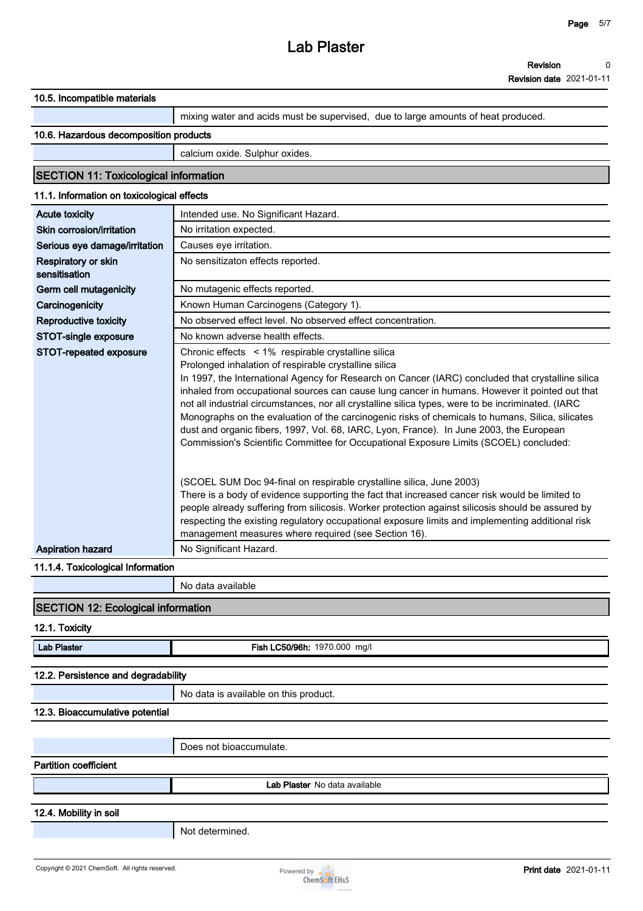# Lab Plaster

Revision 0

Revision date 2021-01-11

### 10.5. Incompatible materials

| | |
|---|---|
| | mixing water and acids must be supervised, due to large amounts of heat produced. |

### 10.6. Hazardous decomposition products

| | |
|---|---|
| | calcium oxide. Sulphur oxides. |

## SECTION 11: Toxicological information

### 11.1. Information on toxicological effects

| | |
|---|---|
| **Acute toxicity** | Intended use. No Significant Hazard. |
| **Skin corrosion/irritation** | No irritation expected. |
| **Serious eye damage/irritation** | Causes eye irritation. |
| **Respiratory or skin sensitisation** | No sensitizaton effects reported. |
| **Germ cell mutagenicity** | No mutagenic effects reported. |
| **Carcinogenicity** | Known Human Carcinogens (Category 1). |
| **Reproductive toxicity** | No observed effect level. No observed effect concentration. |
| **STOT-single exposure** | No known adverse health effects. |
| **STOT-repeated exposure** | Chronic effects < 1% respirable crystalline silica<br>Prolonged inhalation of respirable crystalline silica<br>In 1997, the International Agency for Research on Cancer (IARC) concluded that crystalline silica inhaled from occupational sources can cause lung cancer in humans. However it pointed out that not all industrial circumstances, nor all crystalline silica types, were to be incriminated. (IARC Monographs on the evaluation of the carcinogenic risks of chemicals to humans, Silica, silicates dust and organic fibers, 1997, Vol. 68, IARC, Lyon, France). In June 2003, the European Commission's Scientific Committee for Occupational Exposure Limits (SCOEL) concluded:<br><br>(SCOEL SUM Doc 94-final on respirable crystalline silica, June 2003)<br>There is a body of evidence supporting the fact that increased cancer risk would be limited to people already suffering from silicosis. Worker protection against silicosis should be assured by respecting the existing regulatory occupational exposure limits and implementing additional risk management measures where required (see Section 16). |
| **Aspiration hazard** | No Significant Hazard. |

### 11.1.4. Toxicological Information

| | |
|---|---|
| | No data available |

## SECTION 12: Ecological information

### 12.1. Toxicity

| | |
|---|---|
| **Lab Plaster** | **Fish LC50/96h:** 1970.000 mg/l |

### 12.2. Persistence and degradability

| | |
|---|---|
| | No data is available on this product. |

### 12.3. Bioaccumulative potential

| | |
|---|---|
| | Does not bioaccumulate. |

**Partition coefficient**

| | |
|---|---|
| | **Lab Plaster** No data available |

### 12.4. Mobility in soil

| | |
|---|---|
| | Not determined. |

Copyright © 2021 ChemSoft. All rights reserved.

Print date 2021-01-11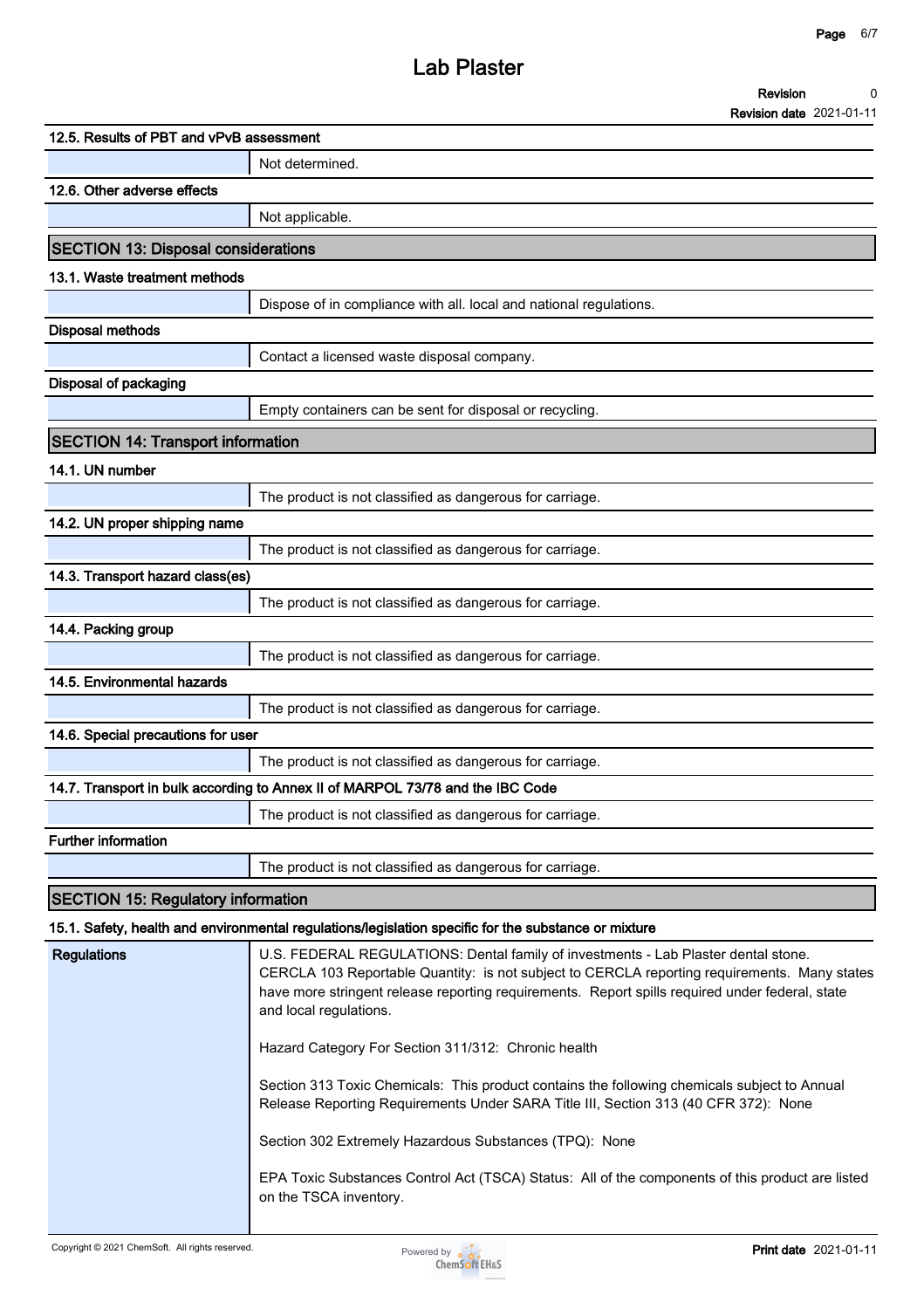### 12.5. Results of PBT and vPvB assessment

Not determined.

### 12.6. Other adverse effects

Not applicable.

## SECTION 13: Disposal considerations

### 13.1. Waste treatment methods

Dispose of in compliance with all. local and national regulations.

**Disposal methods**

Contact a licensed waste disposal company.

**Disposal of packaging**

Empty containers can be sent for disposal or recycling.

## SECTION 14: Transport information

### 14.1. UN number

The product is not classified as dangerous for carriage.

### 14.2. UN proper shipping name

The product is not classified as dangerous for carriage.

### 14.3. Transport hazard class(es)

The product is not classified as dangerous for carriage.

### 14.4. Packing group

The product is not classified as dangerous for carriage.

### 14.5. Environmental hazards

The product is not classified as dangerous for carriage.

### 14.6. Special precautions for user

The product is not classified as dangerous for carriage.

### 14.7. Transport in bulk according to Annex II of MARPOL 73/78 and the IBC Code

The product is not classified as dangerous for carriage.

**Further information**

The product is not classified as dangerous for carriage.

## SECTION 15: Regulatory information

### 15.1. Safety, health and environmental regulations/legislation specific for the substance or mixture

**Regulations**

U.S. FEDERAL REGULATIONS: Dental family of investments - Lab Plaster dental stone. CERCLA 103 Reportable Quantity: is not subject to CERCLA reporting requirements. Many states have more stringent release reporting requirements. Report spills required under federal, state and local regulations.

Hazard Category For Section 311/312: Chronic health

Section 313 Toxic Chemicals: This product contains the following chemicals subject to Annual Release Reporting Requirements Under SARA Title III, Section 313 (40 CFR 372): None

Section 302 Extremely Hazardous Substances (TPQ): None

EPA Toxic Substances Control Act (TSCA) Status: All of the components of this product are listed on the TSCA inventory.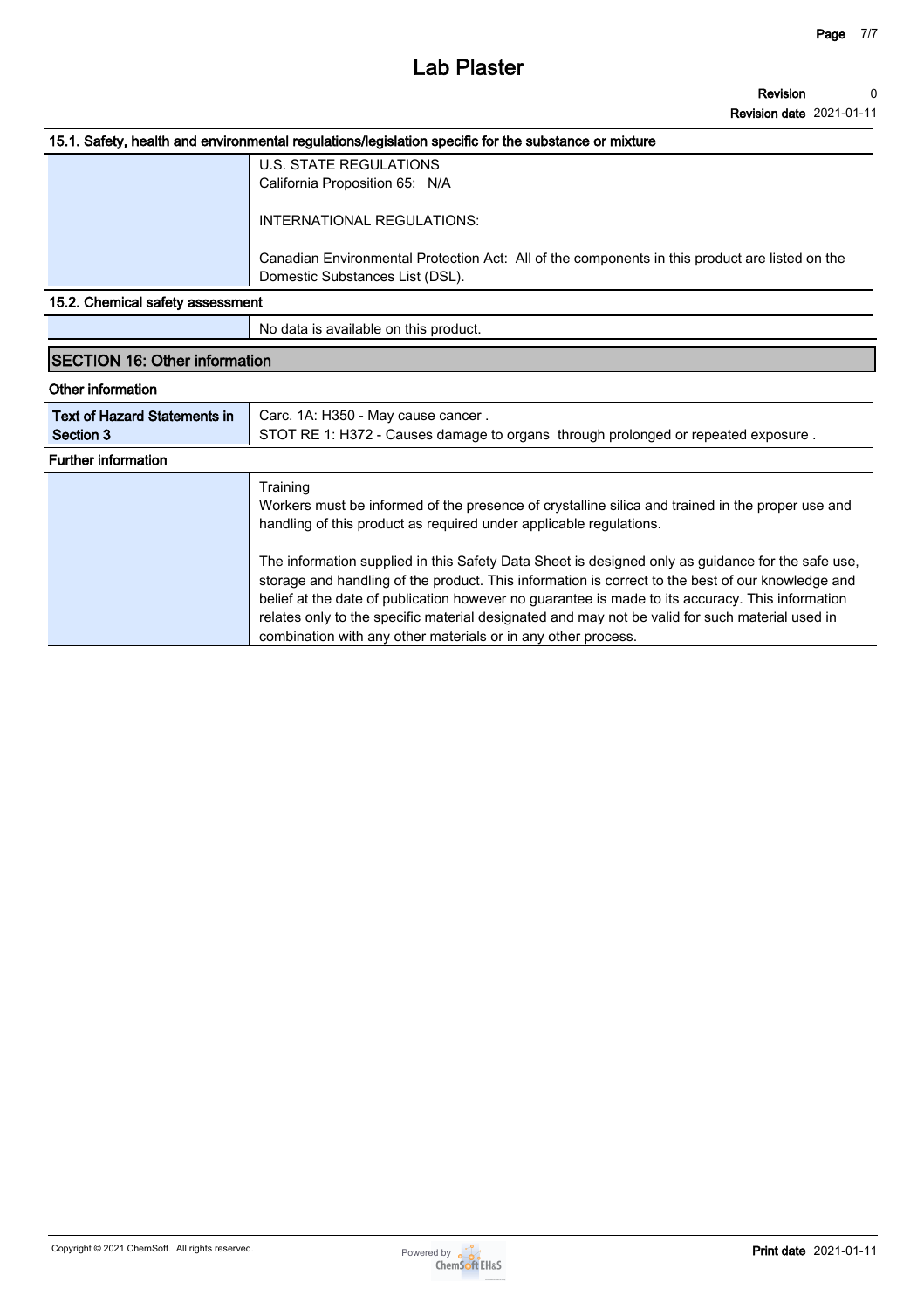### 15.1. Safety, health and environmental regulations/legislation specific for the substance or mixture

| | |
|---|---|
| | U.S. STATE REGULATIONS<br>California Proposition 65: N/A<br><br>INTERNATIONAL REGULATIONS:<br><br>Canadian Environmental Protection Act: All of the components in this product are listed on the Domestic Substances List (DSL). |

### 15.2. Chemical safety assessment

| | |
|---|---|
| | No data is available on this product. |

## SECTION 16: Other information

### Other information

| | |
|---|---|
| **Text of Hazard Statements in Section 3** | Carc. 1A: H350 - May cause cancer .<br>STOT RE 1: H372 - Causes damage to organs through prolonged or repeated exposure . |

### Further information

| | |
|---|---|
| | Training<br>Workers must be informed of the presence of crystalline silica and trained in the proper use and handling of this product as required under applicable regulations.<br><br>The information supplied in this Safety Data Sheet is designed only as guidance for the safe use, storage and handling of the product. This information is correct to the best of our knowledge and belief at the date of publication however no guarantee is made to its accuracy. This information relates only to the specific material designated and may not be valid for such material used in combination with any other materials or in any other process. |